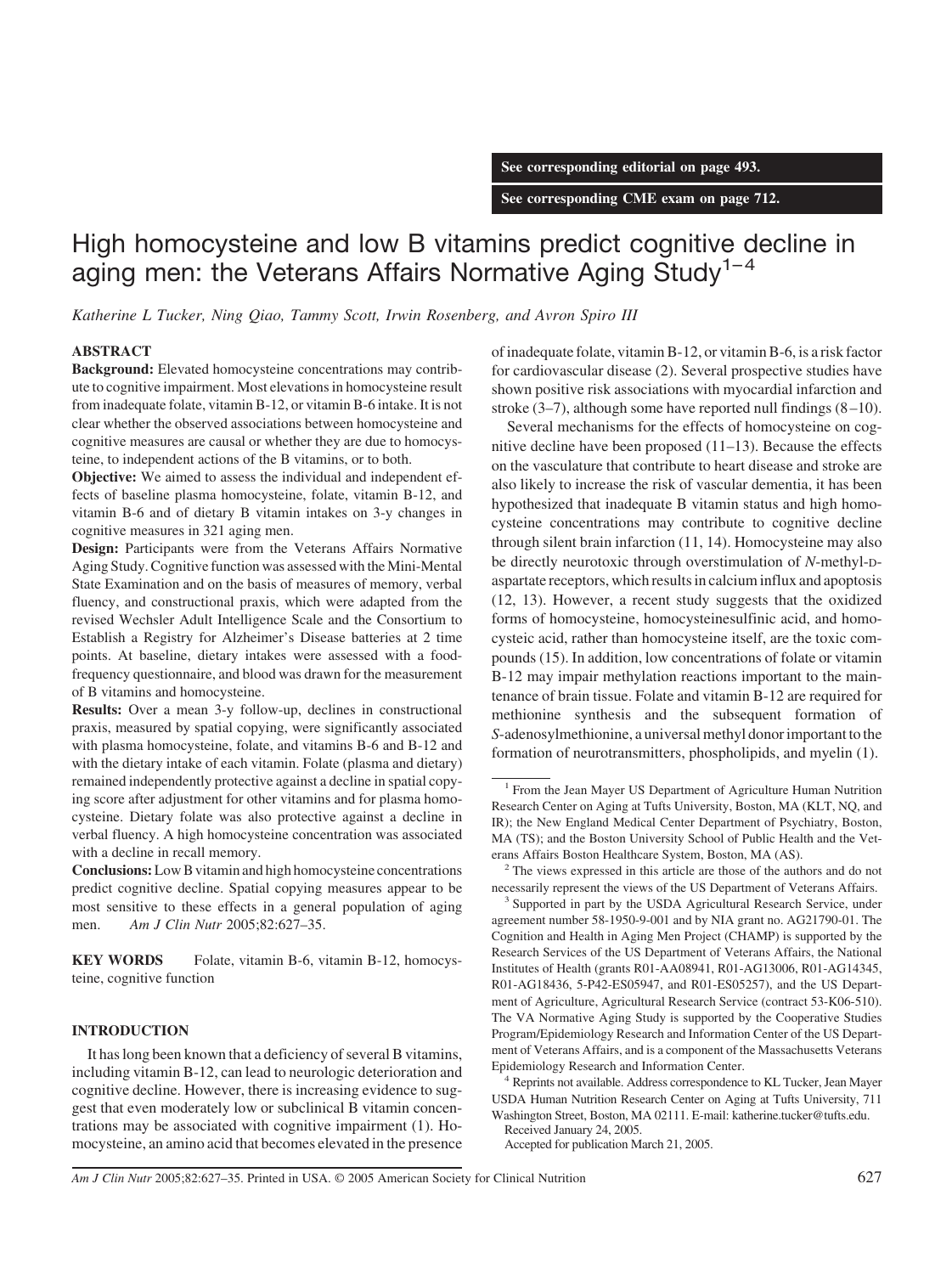See corresponding editorial on page 493.

See corresponding CME exam on page 712.

# High homocysteine and low B vitamins predict cognitive decline in aging men: the Veterans Affairs Normative Aging Study[1–4]

*Katherine L Tucker, Ning Qiao, Tammy Scott, Irwin Rosenberg, and Avron Spiro III*

## ABSTRACT

**Background:** Elevated homocysteine concentrations may contribute to cognitive impairment. Most elevations in homocysteine result from inadequate folate, vitamin B-12, or vitamin B-6 intake. It is not clear whether the observed associations between homocysteine and cognitive measures are causal or whether they are due to homocysteine, to independent actions of the B vitamins, or to both.

**Objective:** We aimed to assess the individual and independent effects of baseline plasma homocysteine, folate, vitamin B-12, and vitamin B-6 and of dietary B vitamin intakes on 3-y changes in cognitive measures in 321 aging men.

**Design:** Participants were from the Veterans Affairs Normative Aging Study. Cognitive function was assessed with the Mini-Mental State Examination and on the basis of measures of memory, verbal fluency, and constructional praxis, which were adapted from the revised Wechsler Adult Intelligence Scale and the Consortium to Establish a Registry for Alzheimer's Disease batteries at 2 time points. At baseline, dietary intakes were assessed with a food-frequency questionnaire, and blood was drawn for the measurement of B vitamins and homocysteine.

**Results:** Over a mean 3-y follow-up, declines in constructional praxis, measured by spatial copying, were significantly associated with plasma homocysteine, folate, and vitamins B-6 and B-12 and with the dietary intake of each vitamin. Folate (plasma and dietary) remained independently protective against a decline in spatial copying score after adjustment for other vitamins and for plasma homocysteine. Dietary folate was also protective against a decline in verbal fluency. A high homocysteine concentration was associated with a decline in recall memory.

**Conclusions:** Low B vitamin and high homocysteine concentrations predict cognitive decline. Spatial copying measures appear to be most sensitive to these effects in a general population of aging men. *Am J Clin Nutr* 2005;82:627–35.

**KEY WORDS** Folate, vitamin B-6, vitamin B-12, homocysteine, cognitive function

## INTRODUCTION

It has long been known that a deficiency of several B vitamins, including vitamin B-12, can lead to neurologic deterioration and cognitive decline. However, there is increasing evidence to suggest that even moderately low or subclinical B vitamin concentrations may be associated with cognitive impairment (1). Homocysteine, an amino acid that becomes elevated in the presence of inadequate folate, vitamin B-12, or vitamin B-6, is a risk factor for cardiovascular disease (2). Several prospective studies have shown positive risk associations with myocardial infarction and stroke (3–7), although some have reported null findings (8–10).

Several mechanisms for the effects of homocysteine on cognitive decline have been proposed (11–13). Because the effects on the vasculature that contribute to heart disease and stroke are also likely to increase the risk of vascular dementia, it has been hypothesized that inadequate B vitamin status and high homocysteine concentrations may contribute to cognitive decline through silent brain infarction (11, 14). Homocysteine may also be directly neurotoxic through overstimulation of *N*-methyl-D-aspartate receptors, which results in calcium influx and apoptosis (12, 13). However, a recent study suggests that the oxidized forms of homocysteine, homocysteinesulfinic acid, and homocysteic acid, rather than homocysteine itself, are the toxic compounds (15). In addition, low concentrations of folate or vitamin B-12 may impair methylation reactions important to the maintenance of brain tissue. Folate and vitamin B-12 are required for methionine synthesis and the subsequent formation of *S*-adenosylmethionine, a universal methyl donor important to the formation of neurotransmitters, phospholipids, and myelin (1).

---

[1] From the Jean Mayer US Department of Agriculture Human Nutrition Research Center on Aging at Tufts University, Boston, MA (KLT, NQ, and IR); the New England Medical Center Department of Psychiatry, Boston, MA (TS); and the Boston University School of Public Health and the Veterans Affairs Boston Healthcare System, Boston, MA (AS).

[2] The views expressed in this article are those of the authors and do not necessarily represent the views of the US Department of Veterans Affairs.

[3] Supported in part by the USDA Agricultural Research Service, under agreement number 58-1950-9-001 and by NIA grant no. AG21790-01. The Cognition and Health in Aging Men Project (CHAMP) is supported by the Research Services of the US Department of Veterans Affairs, the National Institutes of Health (grants R01-AA08941, R01-AG13006, R01-AG14345, R01-AG18436, 5-P42-ES05947, and R01-ES05257), and the US Department of Agriculture, Agricultural Research Service (contract 53-K06-510). The VA Normative Aging Study is supported by the Cooperative Studies Program/Epidemiology Research and Information Center of the US Department of Veterans Affairs, and is a component of the Massachusetts Veterans Epidemiology Research and Information Center.

[4] Reprints not available. Address correspondence to KL Tucker, Jean Mayer USDA Human Nutrition Research Center on Aging at Tufts University, 711 Washington Street, Boston, MA 02111. E-mail: katherine.tucker@tufts.edu.

Received January 24, 2005.

Accepted for publication March 21, 2005.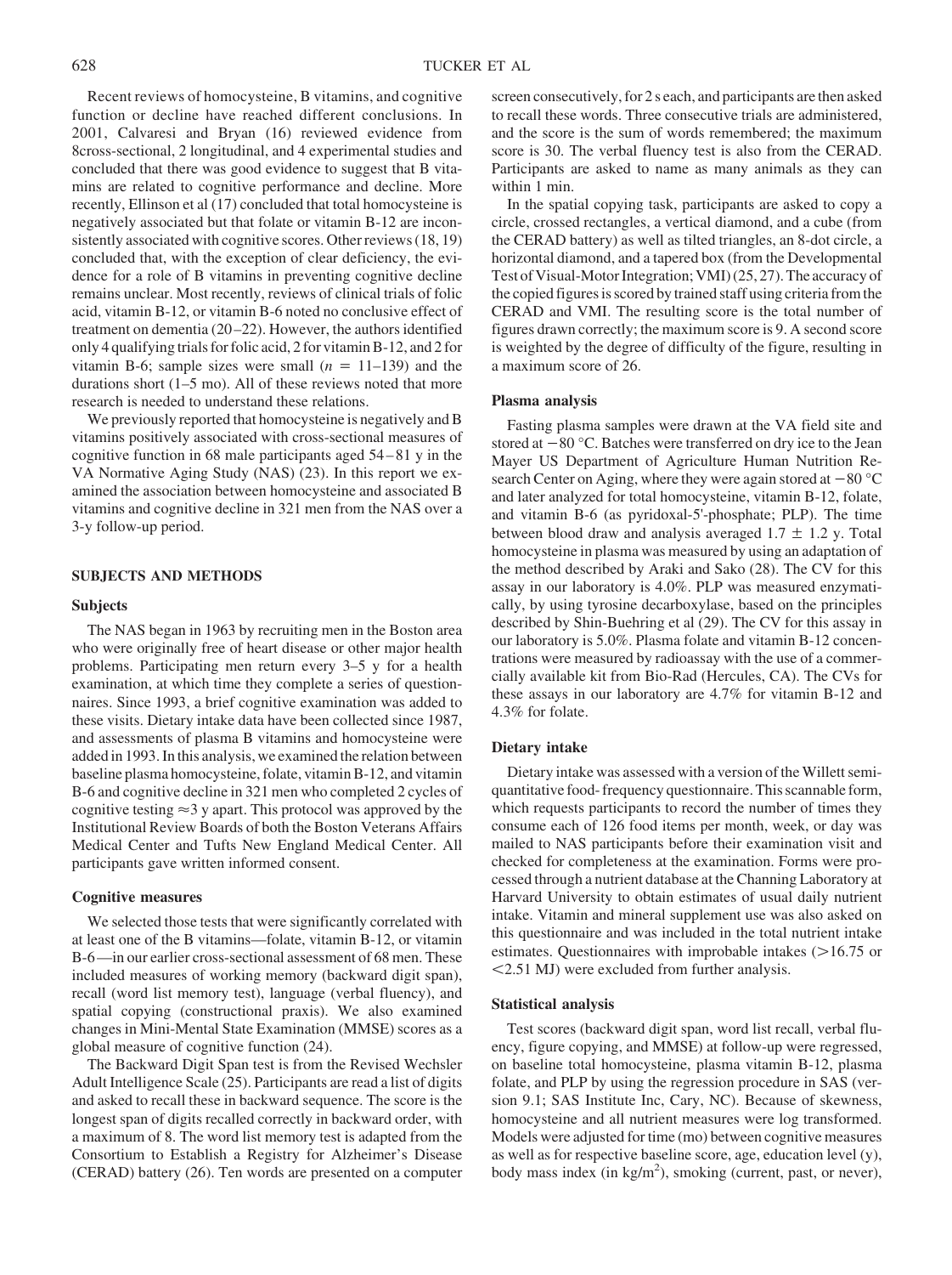Recent reviews of homocysteine, B vitamins, and cognitive function or decline have reached different conclusions. In 2001, Calvaresi and Bryan (16) reviewed evidence from 8cross-sectional, 2 longitudinal, and 4 experimental studies and concluded that there was good evidence to suggest that B vitamins are related to cognitive performance and decline. More recently, Ellinson et al (17) concluded that total homocysteine is negatively associated but that folate or vitamin B-12 are inconsistently associated with cognitive scores. Other reviews (18, 19) concluded that, with the exception of clear deficiency, the evidence for a role of B vitamins in preventing cognitive decline remains unclear. Most recently, reviews of clinical trials of folic acid, vitamin B-12, or vitamin B-6 noted no conclusive effect of treatment on dementia (20–22). However, the authors identified only 4 qualifying trials for folic acid, 2 for vitamin B-12, and 2 for vitamin B-6; sample sizes were small ($n = 11$–$139$) and the durations short (1–5 mo). All of these reviews noted that more research is needed to understand these relations.

We previously reported that homocysteine is negatively and B vitamins positively associated with cross-sectional measures of cognitive function in 68 male participants aged 54–81 y in the VA Normative Aging Study (NAS) (23). In this report we examined the association between homocysteine and associated B vitamins and cognitive decline in 321 men from the NAS over a 3-y follow-up period.

## SUBJECTS AND METHODS

### Subjects

The NAS began in 1963 by recruiting men in the Boston area who were originally free of heart disease or other major health problems. Participating men return every 3–5 y for a health examination, at which time they complete a series of questionnaires. Since 1993, a brief cognitive examination was added to these visits. Dietary intake data have been collected since 1987, and assessments of plasma B vitamins and homocysteine were added in 1993. In this analysis, we examined the relation between baseline plasma homocysteine, folate, vitamin B-12, and vitamin B-6 and cognitive decline in 321 men who completed 2 cycles of cognitive testing ≈3 y apart. This protocol was approved by the Institutional Review Boards of both the Boston Veterans Affairs Medical Center and Tufts New England Medical Center. All participants gave written informed consent.

### Cognitive measures

We selected those tests that were significantly correlated with at least one of the B vitamins—folate, vitamin B-12, or vitamin B-6—in our earlier cross-sectional assessment of 68 men. These included measures of working memory (backward digit span), recall (word list memory test), language (verbal fluency), and spatial copying (constructional praxis). We also examined changes in Mini-Mental State Examination (MMSE) scores as a global measure of cognitive function (24).

The Backward Digit Span test is from the Revised Wechsler Adult Intelligence Scale (25). Participants are read a list of digits and asked to recall these in backward sequence. The score is the longest span of digits recalled correctly in backward order, with a maximum of 8. The word list memory test is adapted from the Consortium to Establish a Registry for Alzheimer's Disease (CERAD) battery (26). Ten words are presented on a computer screen consecutively, for 2 s each, and participants are then asked to recall these words. Three consecutive trials are administered, and the score is the sum of words remembered; the maximum score is 30. The verbal fluency test is also from the CERAD. Participants are asked to name as many animals as they can within 1 min.

In the spatial copying task, participants are asked to copy a circle, crossed rectangles, a vertical diamond, and a cube (from the CERAD battery) as well as tilted triangles, an 8-dot circle, a horizontal diamond, and a tapered box (from the Developmental Test of Visual-Motor Integration; VMI) (25, 27). The accuracy of the copied figures is scored by trained staff using criteria from the CERAD and VMI. The resulting score is the total number of figures drawn correctly; the maximum score is 9. A second score is weighted by the degree of difficulty of the figure, resulting in a maximum score of 26.

### Plasma analysis

Fasting plasma samples were drawn at the VA field site and stored at −80 °C. Batches were transferred on dry ice to the Jean Mayer US Department of Agriculture Human Nutrition Research Center on Aging, where they were again stored at −80 °C and later analyzed for total homocysteine, vitamin B-12, folate, and vitamin B-6 (as pyridoxal-5'-phosphate; PLP). The time between blood draw and analysis averaged 1.7 ± 1.2 y. Total homocysteine in plasma was measured by using an adaptation of the method described by Araki and Sako (28). The CV for this assay in our laboratory is 4.0%. PLP was measured enzymatically, by using tyrosine decarboxylase, based on the principles described by Shin-Buehring et al (29). The CV for this assay in our laboratory is 5.0%. Plasma folate and vitamin B-12 concentrations were measured by radioassay with the use of a commercially available kit from Bio-Rad (Hercules, CA). The CVs for these assays in our laboratory are 4.7% for vitamin B-12 and 4.3% for folate.

### Dietary intake

Dietary intake was assessed with a version of the Willett semiquantitative food- frequency questionnaire. This scannable form, which requests participants to record the number of times they consume each of 126 food items per month, week, or day was mailed to NAS participants before their examination visit and checked for completeness at the examination. Forms were processed through a nutrient database at the Channing Laboratory at Harvard University to obtain estimates of usual daily nutrient intake. Vitamin and mineral supplement use was also asked on this questionnaire and was included in the total nutrient intake estimates. Questionnaires with improbable intakes (>16.75 or <2.51 MJ) were excluded from further analysis.

### Statistical analysis

Test scores (backward digit span, word list recall, verbal fluency, figure copying, and MMSE) at follow-up were regressed, on baseline total homocysteine, plasma vitamin B-12, plasma folate, and PLP by using the regression procedure in SAS (version 9.1; SAS Institute Inc, Cary, NC). Because of skewness, homocysteine and all nutrient measures were log transformed. Models were adjusted for time (mo) between cognitive measures as well as for respective baseline score, age, education level (y), body mass index (in $kg/m^2$), smoking (current, past, or never),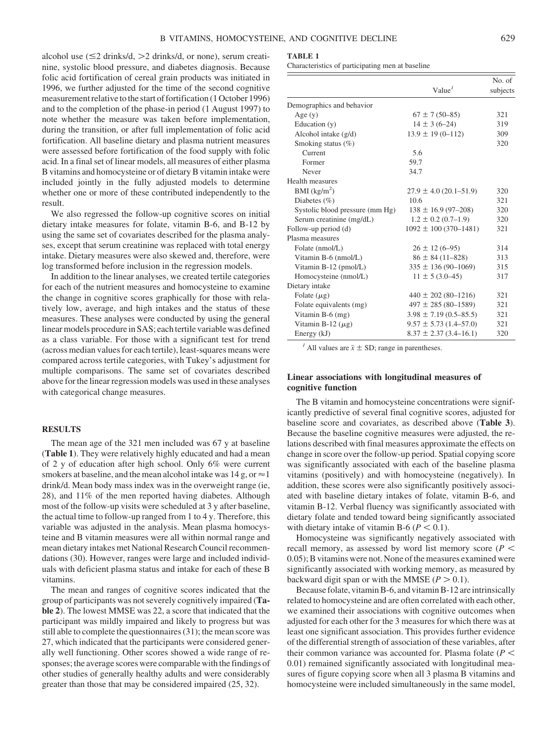alcohol use (≤2 drinks/d, >2 drinks/d, or none), serum creatinine, systolic blood pressure, and diabetes diagnosis. Because folic acid fortification of cereal grain products was initiated in 1996, we further adjusted for the time of the second cognitive measurement relative to the start of fortification (1 October 1996) and to the completion of the phase-in period (1 August 1997) to note whether the measure was taken before implementation, during the transition, or after full implementation of folic acid fortification. All baseline dietary and plasma nutrient measures were assessed before fortification of the food supply with folic acid. In a final set of linear models, all measures of either plasma B vitamins and homocysteine or of dietary B vitamin intake were included jointly in the fully adjusted models to determine whether one or more of these contributed independently to the result.

We also regressed the follow-up cognitive scores on initial dietary intake measures for folate, vitamin B-6, and B-12 by using the same set of covariates described for the plasma analyses, except that serum creatinine was replaced with total energy intake. Dietary measures were also skewed and, therefore, were log transformed before inclusion in the regression models.

In addition to the linear analyses, we created tertile categories for each of the nutrient measures and homocysteine to examine the change in cognitive scores graphically for those with relatively low, average, and high intakes and the status of these measures. These analyses were conducted by using the general linear models procedure in SAS; each tertile variable was defined as a class variable. For those with a significant test for trend (across median values for each tertile), least-squares means were compared across tertile categories, with Tukey's adjustment for multiple comparisons. The same set of covariates described above for the linear regression models was used in these analyses with categorical change measures.

## RESULTS

The mean age of the 321 men included was 67 y at baseline (**Table 1**). They were relatively highly educated and had a mean of 2 y of education after high school. Only 6% were current smokers at baseline, and the mean alcohol intake was 14 g, or ≈1 drink/d. Mean body mass index was in the overweight range (ie, 28), and 11% of the men reported having diabetes. Although most of the follow-up visits were scheduled at 3 y after baseline, the actual time to follow-up ranged from 1 to 4 y. Therefore, this variable was adjusted in the analysis. Mean plasma homocysteine and B vitamin measures were all within normal range and mean dietary intakes met National Research Council recommendations (30). However, ranges were large and included individuals with deficient plasma status and intake for each of these B vitamins.

The mean and ranges of cognitive scores indicated that the group of participants was not severely cognitively impaired (**Table 2**). The lowest MMSE was 22, a score that indicated that the participant was mildly impaired and likely to progress but was still able to complete the questionnaires (31); the mean score was 27, which indicated that the participants were considered generally well functioning. Other scores showed a wide range of responses; the average scores were comparable with the findings of other studies of generally healthy adults and were considerably greater than those that may be considered impaired (25, 32).

**TABLE 1**
Characteristics of participating men at baseline

| | Value[1] | No. of subjects |
|---|---|---|
| Demographics and behavior | | |
| Age (y) | 67 ± 7 (50–85) | 321 |
| Education (y) | 14 ± 3 (6–24) | 319 |
| Alcohol intake (g/d) | 13.9 ± 19 (0–112) | 309 |
| Smoking status (%) | | 320 |
| Current | 5.6 | |
| Former | 59.7 | |
| Never | 34.7 | |
| Health measures | | |
| BMI (kg/m$^2$) | 27.9 ± 4.0 (20.1–51.9) | 320 |
| Diabetes (%) | 10.6 | 321 |
| Systolic blood pressure (mm Hg) | 138 ± 16.9 (97–208) | 320 |
| Serum creatinine (mg/dL) | 1.2 ± 0.2 (0.7–1.9) | 320 |
| Follow-up period (d) | 1092 ± 100 (370–1481) | 321 |
| Plasma measures | | |
| Folate (nmol/L) | 26 ± 12 (6–95) | 314 |
| Vitamin B-6 (nmol/L) | 86 ± 84 (11–828) | 313 |
| Vitamin B-12 (pmol/L) | 335 ± 136 (90–1069) | 315 |
| Homocysteine (nmol/L) | 11 ± 5 (3.0–45) | 317 |
| Dietary intake | | |
| Folate (μg) | 440 ± 202 (80–1216) | 321 |
| Folate equivalents (mg) | 497 ± 285 (80–1589) | 321 |
| Vitamin B-6 (mg) | 3.98 ± 7.19 (0.5–85.5) | 321 |
| Vitamin B-12 (μg) | 9.57 ± 5.73 (1.4–57.0) | 321 |
| Energy (kJ) | 8.37 ± 2.37 (3.4–16.1) | 320 |

[1] All values are $\bar{x}$ ± SD; range in parentheses.

### Linear associations with longitudinal measures of cognitive function

The B vitamin and homocysteine concentrations were significantly predictive of several final cognitive scores, adjusted for baseline score and covariates, as described above (**Table 3**). Because the baseline cognitive measures were adjusted, the relations described with final measures approximate the effects on change in score over the follow-up period. Spatial copying score was significantly associated with each of the baseline plasma vitamins (positively) and with homocysteine (negatively). In addition, these scores were also significantly positively associated with baseline dietary intakes of folate, vitamin B-6, and vitamin B-12. Verbal fluency was significantly associated with dietary folate and tended toward being significantly associated with dietary intake of vitamin B-6 ($P < 0.1$).

Homocysteine was significantly negatively associated with recall memory, as assessed by word list memory score ($P < 0.05$); B vitamins were not. None of the measures examined were significantly associated with working memory, as measured by backward digit span or with the MMSE ($P > 0.1$).

Because folate, vitamin B-6, and vitamin B-12 are intrinsically related to homocysteine and are often correlated with each other, we examined their associations with cognitive outcomes when adjusted for each other for the 3 measures for which there was at least one significant association. This provides further evidence of the differential strength of association of these variables, after their common variance was accounted for. Plasma folate ($P < 0.01$) remained significantly associated with longitudinal measures of figure copying score when all 3 plasma B vitamins and homocysteine were included simultaneously in the same model,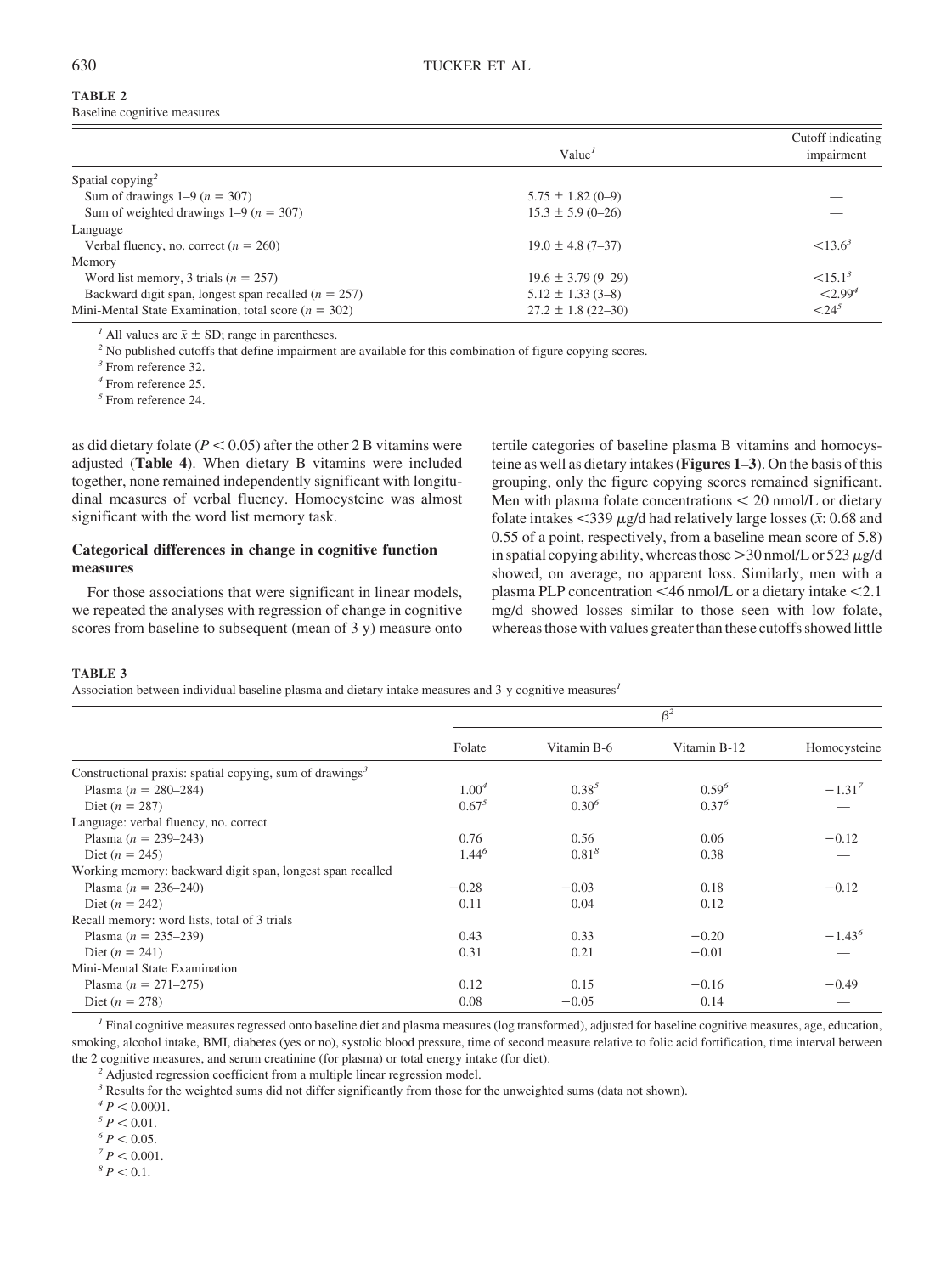**TABLE 2**
Baseline cognitive measures

| | Value[1] | Cutoff indicating impairment |
|---|---|---|
| Spatial copying[2] | | |
| Sum of drawings 1–9 ($n$ = 307) | 5.75 ± 1.82 (0–9) | — |
| Sum of weighted drawings 1–9 ($n$ = 307) | 15.3 ± 5.9 (0–26) | — |
| Language | | |
| Verbal fluency, no. correct ($n$ = 260) | 19.0 ± 4.8 (7–37) | <13.6[3] |
| Memory | | |
| Word list memory, 3 trials ($n$ = 257) | 19.6 ± 3.79 (9–29) | <15.1[3] |
| Backward digit span, longest span recalled ($n$ = 257) | 5.12 ± 1.33 (3–8) | <2.99[4] |
| Mini-Mental State Examination, total score ($n$ = 302) | 27.2 ± 1.8 (22–30) | <24[5] |

[1] All values are $\bar{x}$ ± SD; range in parentheses.

[2] No published cutoffs that define impairment are available for this combination of figure copying scores.

[3] From reference 32.

[4] From reference 25.

[5] From reference 24.

as did dietary folate ($P < 0.05$) after the other 2 B vitamins were adjusted (**Table 4**). When dietary B vitamins were included together, none remained independently significant with longitudinal measures of verbal fluency. Homocysteine was almost significant with the word list memory task.

## Categorical differences in change in cognitive function measures

For those associations that were significant in linear models, we repeated the analyses with regression of change in cognitive scores from baseline to subsequent (mean of 3 y) measure onto tertile categories of baseline plasma B vitamins and homocysteine as well as dietary intakes (**Figures 1–3**). On the basis of this grouping, only the figure copying scores remained significant. Men with plasma folate concentrations < 20 nmol/L or dietary folate intakes <339 μg/d had relatively large losses ($\bar{x}$: 0.68 and 0.55 of a point, respectively, from a baseline mean score of 5.8) in spatial copying ability, whereas those >30 nmol/L or 523 μg/d showed, on average, no apparent loss. Similarly, men with a plasma PLP concentration <46 nmol/L or a dietary intake <2.1 mg/d showed losses similar to those seen with low folate, whereas those with values greater than these cutoffs showed little

**TABLE 3**
Association between individual baseline plasma and dietary intake measures and 3-y cognitive measures[1]

| | $\beta$[2] | | | |
|---|---|---|---|---|
| | Folate | Vitamin B-6 | Vitamin B-12 | Homocysteine |
| Constructional praxis: spatial copying, sum of drawings[3] | | | | |
| Plasma ($n$ = 280–284) | 1.00[4] | 0.38[5] | 0.59[6] | −1.31[7] |
| Diet ($n$ = 287) | 0.67[5] | 0.30[6] | 0.37[6] | — |
| Language: verbal fluency, no. correct | | | | |
| Plasma ($n$ = 239–243) | 0.76 | 0.56 | 0.06 | −0.12 |
| Diet ($n$ = 245) | 1.44[6] | 0.81[8] | 0.38 | — |
| Working memory: backward digit span, longest span recalled | | | | |
| Plasma ($n$ = 236–240) | −0.28 | −0.03 | 0.18 | −0.12 |
| Diet ($n$ = 242) | 0.11 | 0.04 | 0.12 | — |
| Recall memory: word lists, total of 3 trials | | | | |
| Plasma ($n$ = 235–239) | 0.43 | 0.33 | −0.20 | −1.43[6] |
| Diet ($n$ = 241) | 0.31 | 0.21 | −0.01 | — |
| Mini-Mental State Examination | | | | |
| Plasma ($n$ = 271–275) | 0.12 | 0.15 | −0.16 | −0.49 |
| Diet ($n$ = 278) | 0.08 | −0.05 | 0.14 | — |

[1] Final cognitive measures regressed onto baseline diet and plasma measures (log transformed), adjusted for baseline cognitive measures, age, education, smoking, alcohol intake, BMI, diabetes (yes or no), systolic blood pressure, time of second measure relative to folic acid fortification, time interval between the 2 cognitive measures, and serum creatinine (for plasma) or total energy intake (for diet).

[2] Adjusted regression coefficient from a multiple linear regression model.

[3] Results for the weighted sums did not differ significantly from those for the unweighted sums (data not shown).

[4] $P < 0.0001$.

[5] $P < 0.01$.

[6] $P < 0.05$.

[7] $P < 0.001$.

[8] $P < 0.1$.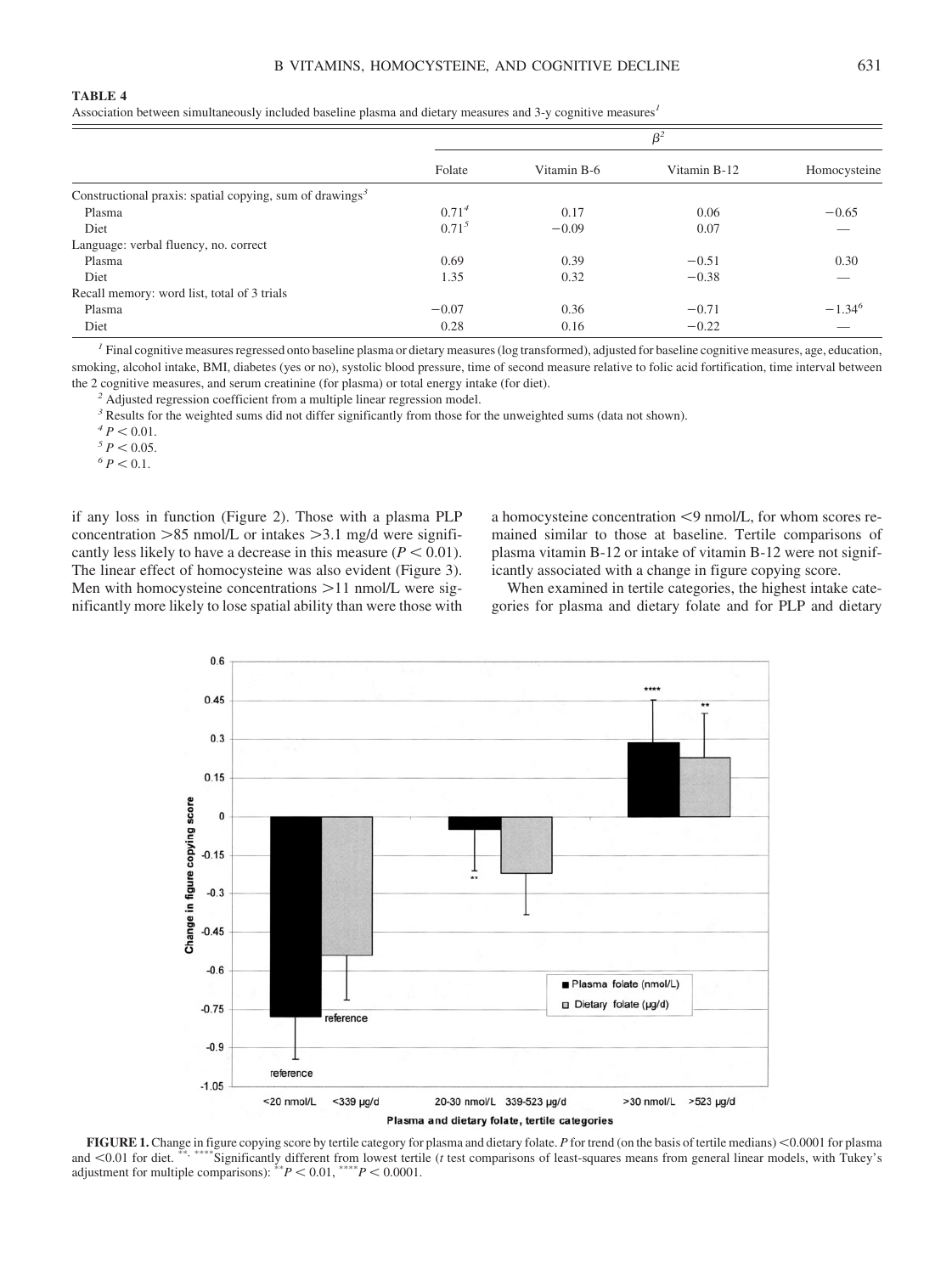**TABLE 4**

Association between simultaneously included baseline plasma and dietary measures and 3-y cognitive measures[1]

| | $\beta$[2] | | | |
|---|---|---|---|---|
| | Folate | Vitamin B-6 | Vitamin B-12 | Homocysteine |
| Constructional praxis: spatial copying, sum of drawings[3] | | | | |
| Plasma | 0.71[4] | 0.17 | 0.06 | −0.65 |
| Diet | 0.71[5] | −0.09 | 0.07 | — |
| Language: verbal fluency, no. correct | | | | |
| Plasma | 0.69 | 0.39 | −0.51 | 0.30 |
| Diet | 1.35 | 0.32 | −0.38 | — |
| Recall memory: word list, total of 3 trials | | | | |
| Plasma | −0.07 | 0.36 | −0.71 | −1.34[6] |
| Diet | 0.28 | 0.16 | −0.22 | — |

[1] Final cognitive measures regressed onto baseline plasma or dietary measures (log transformed), adjusted for baseline cognitive measures, age, education, smoking, alcohol intake, BMI, diabetes (yes or no), systolic blood pressure, time of second measure relative to folic acid fortification, time interval between the 2 cognitive measures, and serum creatinine (for plasma) or total energy intake (for diet).

[2] Adjusted regression coefficient from a multiple linear regression model.

[3] Results for the weighted sums did not differ significantly from those for the unweighted sums (data not shown).

[4] $P < 0.01$.

[5] $P < 0.05$.

[6] $P < 0.1$.

if any loss in function (Figure 2). Those with a plasma PLP concentration >85 nmol/L or intakes >3.1 mg/d were significantly less likely to have a decrease in this measure ($P < 0.01$). The linear effect of homocysteine was also evident (Figure 3). Men with homocysteine concentrations >11 nmol/L were significantly more likely to lose spatial ability than were those with a homocysteine concentration <9 nmol/L, for whom scores remained similar to those at baseline. Tertile comparisons of plasma vitamin B-12 or intake of vitamin B-12 were not significantly associated with a change in figure copying score.

When examined in tertile categories, the highest intake categories for plasma and dietary folate and for PLP and dietary

**FIGURE 1.** Change in figure copying score by tertile category for plasma and dietary folate. *P* for trend (on the basis of tertile medians) <0.0001 for plasma and <0.01 for diet. **, ****Significantly different from lowest tertile (*t* test comparisons of least-squares means from general linear models, with Tukey's adjustment for multiple comparisons): **$P < 0.01$, ****$P < 0.0001$.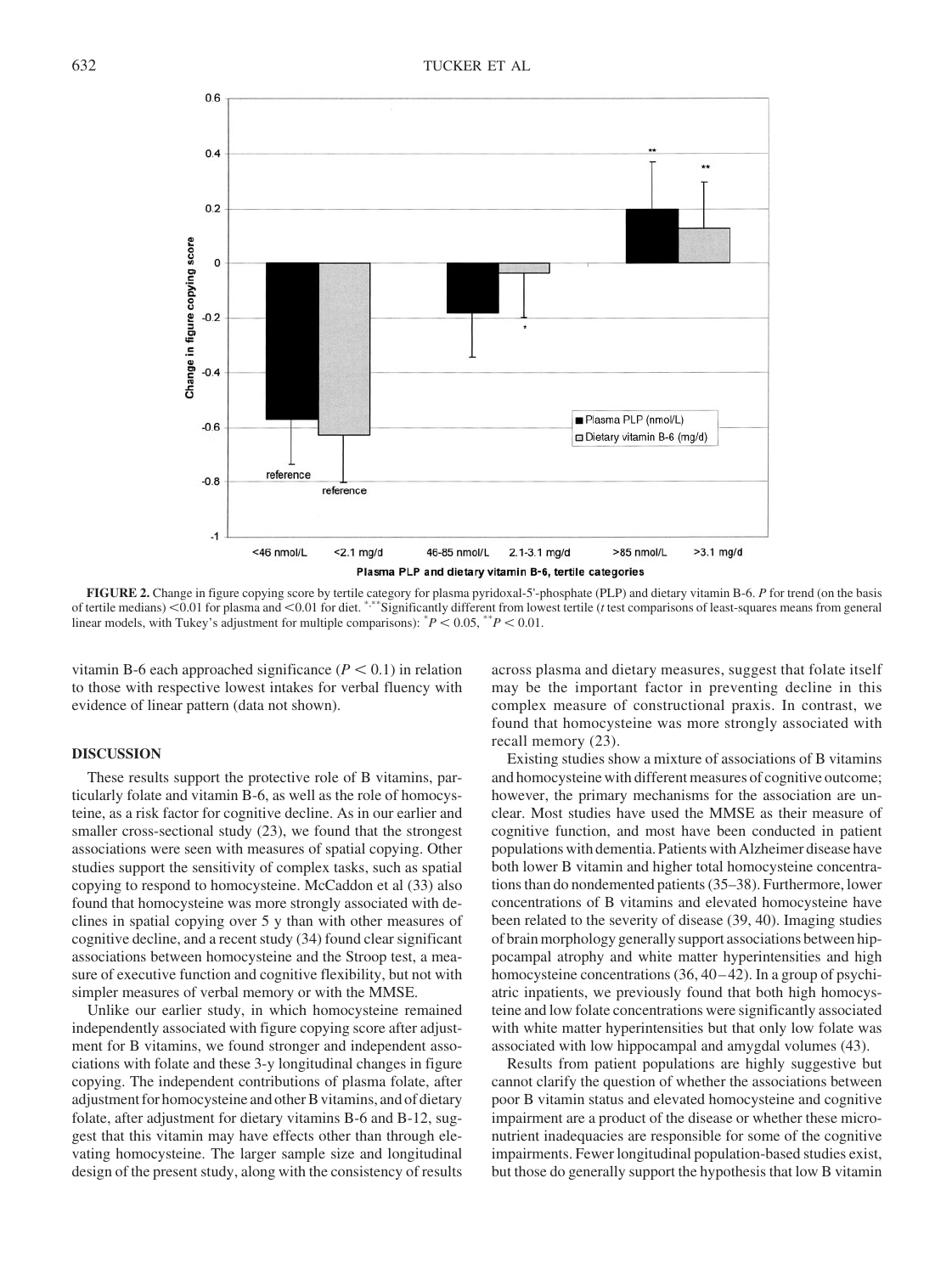FIGURE 2. Change in figure copying score by tertile category for plasma pyridoxal-5′-phosphate (PLP) and dietary vitamin B-6. *P* for trend (on the basis of tertile medians) <0.01 for plasma and <0.01 for diet. *,** Significantly different from lowest tertile (*t* test comparisons of least-squares means from general linear models, with Tukey's adjustment for multiple comparisons): *$P < 0.05$, **$P < 0.01$.

vitamin B-6 each approached significance ($P < 0.1$) in relation to those with respective lowest intakes for verbal fluency with evidence of linear pattern (data not shown).

## DISCUSSION

These results support the protective role of B vitamins, particularly folate and vitamin B-6, as well as the role of homocysteine, as a risk factor for cognitive decline. As in our earlier and smaller cross-sectional study (23), we found that the strongest associations were seen with measures of spatial copying. Other studies support the sensitivity of complex tasks, such as spatial copying to respond to homocysteine. McCaddon et al (33) also found that homocysteine was more strongly associated with declines in spatial copying over 5 y than with other measures of cognitive decline, and a recent study (34) found clear significant associations between homocysteine and the Stroop test, a measure of executive function and cognitive flexibility, but not with simpler measures of verbal memory or with the MMSE.

Unlike our earlier study, in which homocysteine remained independently associated with figure copying score after adjustment for B vitamins, we found stronger and independent associations with folate and these 3-y longitudinal changes in figure copying. The independent contributions of plasma folate, after adjustment for homocysteine and other B vitamins, and of dietary folate, after adjustment for dietary vitamins B-6 and B-12, suggest that this vitamin may have effects other than through elevating homocysteine. The larger sample size and longitudinal design of the present study, along with the consistency of results across plasma and dietary measures, suggest that folate itself may be the important factor in preventing decline in this complex measure of constructional praxis. In contrast, we found that homocysteine was more strongly associated with recall memory (23).

Existing studies show a mixture of associations of B vitamins and homocysteine with different measures of cognitive outcome; however, the primary mechanisms for the association are unclear. Most studies have used the MMSE as their measure of cognitive function, and most have been conducted in patient populations with dementia. Patients with Alzheimer disease have both lower B vitamin and higher total homocysteine concentrations than do nondemented patients (35–38). Furthermore, lower concentrations of B vitamins and elevated homocysteine have been related to the severity of disease (39, 40). Imaging studies of brain morphology generally support associations between hippocampal atrophy and white matter hyperintensities and high homocysteine concentrations (36, 40–42). In a group of psychiatric inpatients, we previously found that both high homocysteine and low folate concentrations were significantly associated with white matter hyperintensities but that only low folate was associated with low hippocampal and amygdal volumes (43).

Results from patient populations are highly suggestive but cannot clarify the question of whether the associations between poor B vitamin status and elevated homocysteine and cognitive impairment are a product of the disease or whether these micronutrient inadequacies are responsible for some of the cognitive impairments. Fewer longitudinal population-based studies exist, but those do generally support the hypothesis that low B vitamin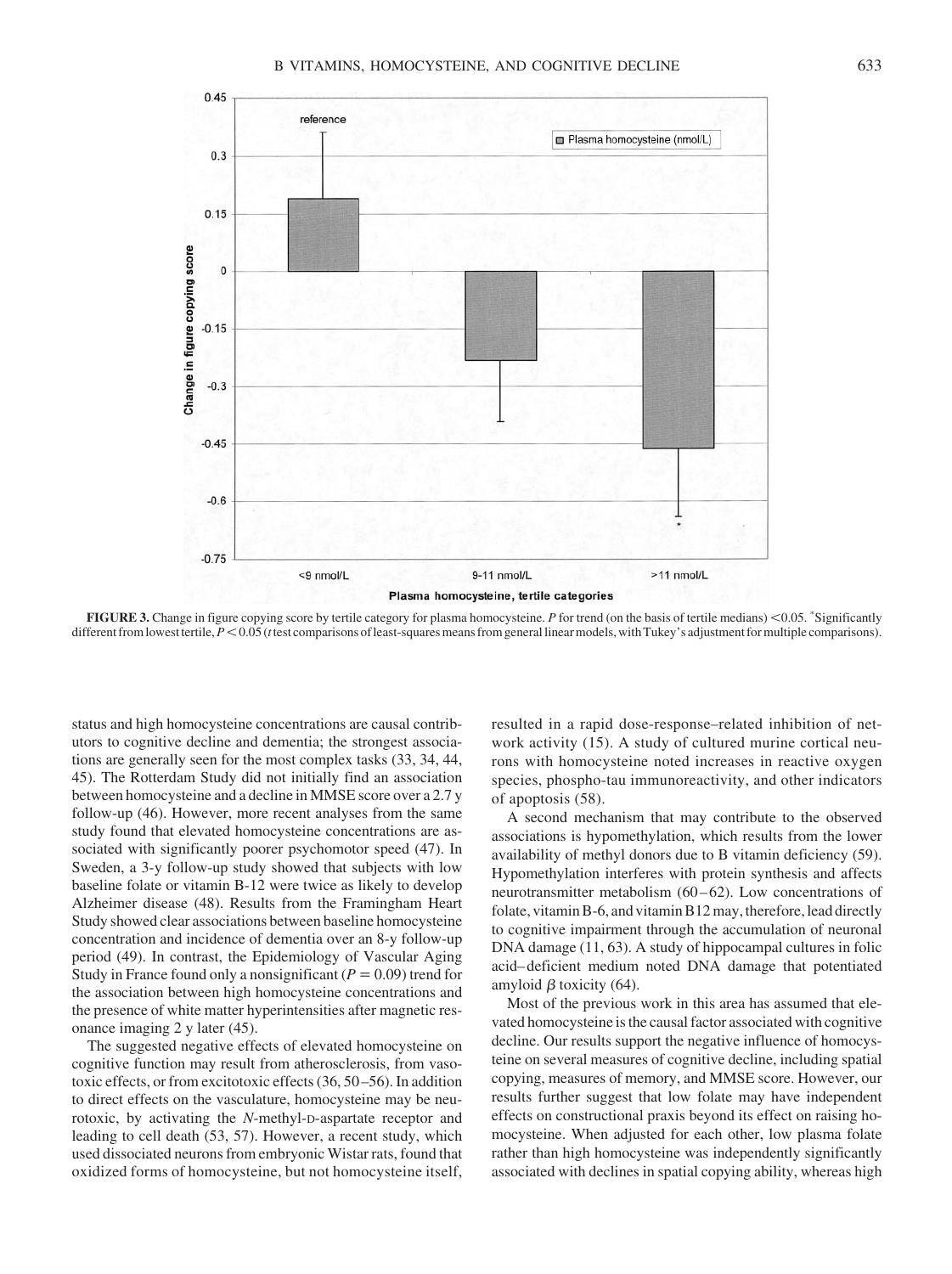FIGURE 3. Change in figure copying score by tertile category for plasma homocysteine. *P* for trend (on the basis of tertile medians) <0.05. *Significantly different from lowest tertile, $P < 0.05$ (*t* test comparisons of least-squares means from general linear models, with Tukey's adjustment for multiple comparisons).

status and high homocysteine concentrations are causal contributors to cognitive decline and dementia; the strongest associations are generally seen for the most complex tasks (33, 34, 44, 45). The Rotterdam Study did not initially find an association between homocysteine and a decline in MMSE score over a 2.7 y follow-up (46). However, more recent analyses from the same study found that elevated homocysteine concentrations are associated with significantly poorer psychomotor speed (47). In Sweden, a 3-y follow-up study showed that subjects with low baseline folate or vitamin B-12 were twice as likely to develop Alzheimer disease (48). Results from the Framingham Heart Study showed clear associations between baseline homocysteine concentration and incidence of dementia over an 8-y follow-up period (49). In contrast, the Epidemiology of Vascular Aging Study in France found only a nonsignificant ($P = 0.09$) trend for the association between high homocysteine concentrations and the presence of white matter hyperintensities after magnetic resonance imaging 2 y later (45).

The suggested negative effects of elevated homocysteine on cognitive function may result from atherosclerosis, from vasotoxic effects, or from excitotoxic effects (36, 50–56). In addition to direct effects on the vasculature, homocysteine may be neurotoxic, by activating the *N*-methyl-D-aspartate receptor and leading to cell death (53, 57). However, a recent study, which used dissociated neurons from embryonic Wistar rats, found that oxidized forms of homocysteine, but not homocysteine itself, resulted in a rapid dose-response–related inhibition of network activity (15). A study of cultured murine cortical neurons with homocysteine noted increases in reactive oxygen species, phospho-tau immunoreactivity, and other indicators of apoptosis (58).

A second mechanism that may contribute to the observed associations is hypomethylation, which results from the lower availability of methyl donors due to B vitamin deficiency (59). Hypomethylation interferes with protein synthesis and affects neurotransmitter metabolism (60–62). Low concentrations of folate, vitamin B-6, and vitamin B12 may, therefore, lead directly to cognitive impairment through the accumulation of neuronal DNA damage (11, 63). A study of hippocampal cultures in folic acid–deficient medium noted DNA damage that potentiated amyloid $\beta$ toxicity (64).

Most of the previous work in this area has assumed that elevated homocysteine is the causal factor associated with cognitive decline. Our results support the negative influence of homocysteine on several measures of cognitive decline, including spatial copying, measures of memory, and MMSE score. However, our results further suggest that low folate may have independent effects on constructional praxis beyond its effect on raising homocysteine. When adjusted for each other, low plasma folate rather than high homocysteine was independently significantly associated with declines in spatial copying ability, whereas high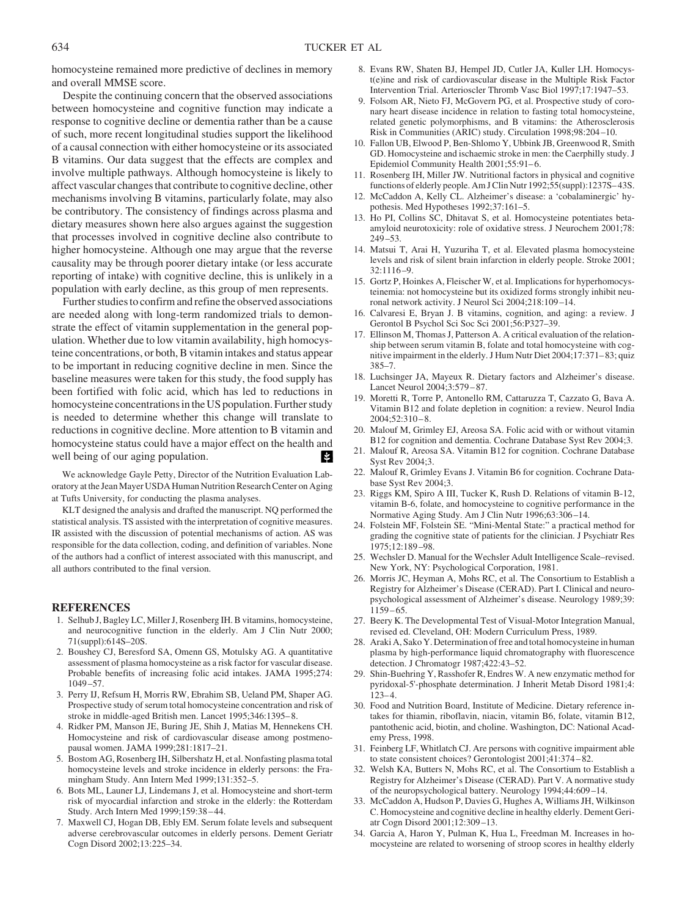homocysteine remained more predictive of declines in memory and overall MMSE score.

Despite the continuing concern that the observed associations between homocysteine and cognitive function may indicate a response to cognitive decline or dementia rather than be a cause of such, more recent longitudinal studies support the likelihood of a causal connection with either homocysteine or its associated B vitamins. Our data suggest that the effects are complex and involve multiple pathways. Although homocysteine is likely to affect vascular changes that contribute to cognitive decline, other mechanisms involving B vitamins, particularly folate, may also be contributory. The consistency of findings across plasma and dietary measures shown here also argues against the suggestion that processes involved in cognitive decline also contribute to higher homocysteine. Although one may argue that the reverse causality may be through poorer dietary intake (or less accurate reporting of intake) with cognitive decline, this is unlikely in a population with early decline, as this group of men represents.

Further studies to confirm and refine the observed associations are needed along with long-term randomized trials to demonstrate the effect of vitamin supplementation in the general population. Whether due to low vitamin availability, high homocysteine concentrations, or both, B vitamin intakes and status appear to be important in reducing cognitive decline in men. Since the baseline measures were taken for this study, the food supply has been fortified with folic acid, which has led to reductions in homocysteine concentrations in the US population. Further study is needed to determine whether this change will translate to reductions in cognitive decline. More attention to B vitamin and homocysteine status could have a major effect on the health and well being of our aging population.

We acknowledge Gayle Petty, Director of the Nutrition Evaluation Laboratory at the Jean Mayer USDA Human Nutrition Research Center on Aging at Tufts University, for conducting the plasma analyses.

KLT designed the analysis and drafted the manuscript. NQ performed the statistical analysis. TS assisted with the interpretation of cognitive measures. IR assisted with the discussion of potential mechanisms of action. AS was responsible for the data collection, coding, and definition of variables. None of the authors had a conflict of interest associated with this manuscript, and all authors contributed to the final version.

## REFERENCES

1. Selhub J, Bagley LC, Miller J, Rosenberg IH. B vitamins, homocysteine, and neurocognitive function in the elderly. Am J Clin Nutr 2000; 71(suppl):614S–20S.
2. Boushey CJ, Beresford SA, Omenn GS, Motulsky AG. A quantitative assessment of plasma homocysteine as a risk factor for vascular disease. Probable benefits of increasing folic acid intakes. JAMA 1995;274: 1049–57.
3. Perry IJ, Refsum H, Morris RW, Ebrahim SB, Ueland PM, Shaper AG. Prospective study of serum total homocysteine concentration and risk of stroke in middle-aged British men. Lancet 1995;346:1395–8.
4. Ridker PM, Manson JE, Buring JE, Shih J, Matias M, Hennekens CH. Homocysteine and risk of cardiovascular disease among postmenopausal women. JAMA 1999;281:1817–21.
5. Bostom AG, Rosenberg IH, Silbershatz H, et al. Nonfasting plasma total homocysteine levels and stroke incidence in elderly persons: the Framingham Study. Ann Intern Med 1999;131:352–5.
6. Bots ML, Launer LJ, Lindemans J, et al. Homocysteine and short-term risk of myocardial infarction and stroke in the elderly: the Rotterdam Study. Arch Intern Med 1999;159:38–44.
7. Maxwell CJ, Hogan DB, Ebly EM. Serum folate levels and subsequent adverse cerebrovascular outcomes in elderly persons. Dement Geriatr Cogn Disord 2002;13:225–34.
8. Evans RW, Shaten BJ, Hempel JD, Cutler JA, Kuller LH. Homocyst(e)ine and risk of cardiovascular disease in the Multiple Risk Factor Intervention Trial. Arterioscler Thromb Vasc Biol 1997;17:1947–53.
9. Folsom AR, Nieto FJ, McGovern PG, et al. Prospective study of coronary heart disease incidence in relation to fasting total homocysteine, related genetic polymorphisms, and B vitamins: the Atherosclerosis Risk in Communities (ARIC) study. Circulation 1998;98:204–10.
10. Fallon UB, Elwood P, Ben-Shlomo Y, Ubbink JB, Greenwood R, Smith GD. Homocysteine and ischaemic stroke in men: the Caerphilly study. J Epidemiol Community Health 2001;55:91–6.
11. Rosenberg IH, Miller JW. Nutritional factors in physical and cognitive functions of elderly people. Am J Clin Nutr 1992;55(suppl):1237S–43S.
12. McCaddon A, Kelly CL. Alzheimer's disease: a 'cobalaminergic' hypothesis. Med Hypotheses 1992;37:161–5.
13. Ho PI, Collins SC, Dhitavat S, et al. Homocysteine potentiates beta-amyloid neurotoxicity: role of oxidative stress. J Neurochem 2001;78: 249–53.
14. Matsui T, Arai H, Yuzuriha T, et al. Elevated plasma homocysteine levels and risk of silent brain infarction in elderly people. Stroke 2001; 32:1116–9.
15. Gortz P, Hoinkes A, Fleischer W, et al. Implications for hyperhomocysteinemia: not homocysteine but its oxidized forms strongly inhibit neuronal network activity. J Neurol Sci 2004;218:109–14.
16. Calvaresi E, Bryan J. B vitamins, cognition, and aging: a review. J Gerontol B Psychol Sci Soc Sci 2001;56:P327–39.
17. Ellinson M, Thomas J, Patterson A. A critical evaluation of the relationship between serum vitamin B, folate and total homocysteine with cognitive impairment in the elderly. J Hum Nutr Diet 2004;17:371–83; quiz 385–7.
18. Luchsinger JA, Mayeux R. Dietary factors and Alzheimer's disease. Lancet Neurol 2004;3:579–87.
19. Moretti R, Torre P, Antonello RM, Cattaruzza T, Cazzato G, Bava A. Vitamin B12 and folate depletion in cognition: a review. Neurol India 2004;52:310–8.
20. Malouf M, Grimley EJ, Areosa SA. Folic acid with or without vitamin B12 for cognition and dementia. Cochrane Database Syst Rev 2004;3.
21. Malouf R, Areosa SA. Vitamin B12 for cognition. Cochrane Database Syst Rev 2004;3.
22. Malouf R, Grimley Evans J. Vitamin B6 for cognition. Cochrane Database Syst Rev 2004;3.
23. Riggs KM, Spiro A III, Tucker K, Rush D. Relations of vitamin B-12, vitamin B-6, folate, and homocysteine to cognitive performance in the Normative Aging Study. Am J Clin Nutr 1996;63:306–14.
24. Folstein MF, Folstein SE. "Mini-Mental State:" a practical method for grading the cognitive state of patients for the clinician. J Psychiatr Res 1975;12:189–98.
25. Wechsler D. Manual for the Wechsler Adult Intelligence Scale–revised. New York, NY: Psychological Corporation, 1981.
26. Morris JC, Heyman A, Mohs RC, et al. The Consortium to Establish a Registry for Alzheimer's Disease (CERAD). Part I. Clinical and neuropsychological assessment of Alzheimer's disease. Neurology 1989;39: 1159–65.
27. Beery K. The Developmental Test of Visual-Motor Integration Manual, revised ed. Cleveland, OH: Modern Curriculum Press, 1989.
28. Araki A, Sako Y. Determination of free and total homocysteine in human plasma by high-performance liquid chromatography with fluorescence detection. J Chromatogr 1987;422:43–52.
29. Shin-Buehring Y, Rasshofer R, Endres W. A new enzymatic method for pyridoxal-5'-phosphate determination. J Inherit Metab Disord 1981;4: 123–4.
30. Food and Nutrition Board, Institute of Medicine. Dietary reference intakes for thiamin, riboflavin, niacin, vitamin B6, folate, vitamin B12, pantothenic acid, biotin, and choline. Washington, DC: National Academy Press, 1998.
31. Feinberg LF, Whitlatch CJ. Are persons with cognitive impairment able to state consistent choices? Gerontologist 2001;41:374–82.
32. Welsh KA, Butters N, Mohs RC, et al. The Consortium to Establish a Registry for Alzheimer's Disease (CERAD). Part V. A normative study of the neuropsychological battery. Neurology 1994;44:609–14.
33. McCaddon A, Hudson P, Davies G, Hughes A, Williams JH, Wilkinson C. Homocysteine and cognitive decline in healthy elderly. Dement Geriatr Cogn Disord 2001;12:309–13.
34. Garcia A, Haron Y, Pulman K, Hua L, Freedman M. Increases in homocysteine are related to worsening of stroop scores in healthy elderly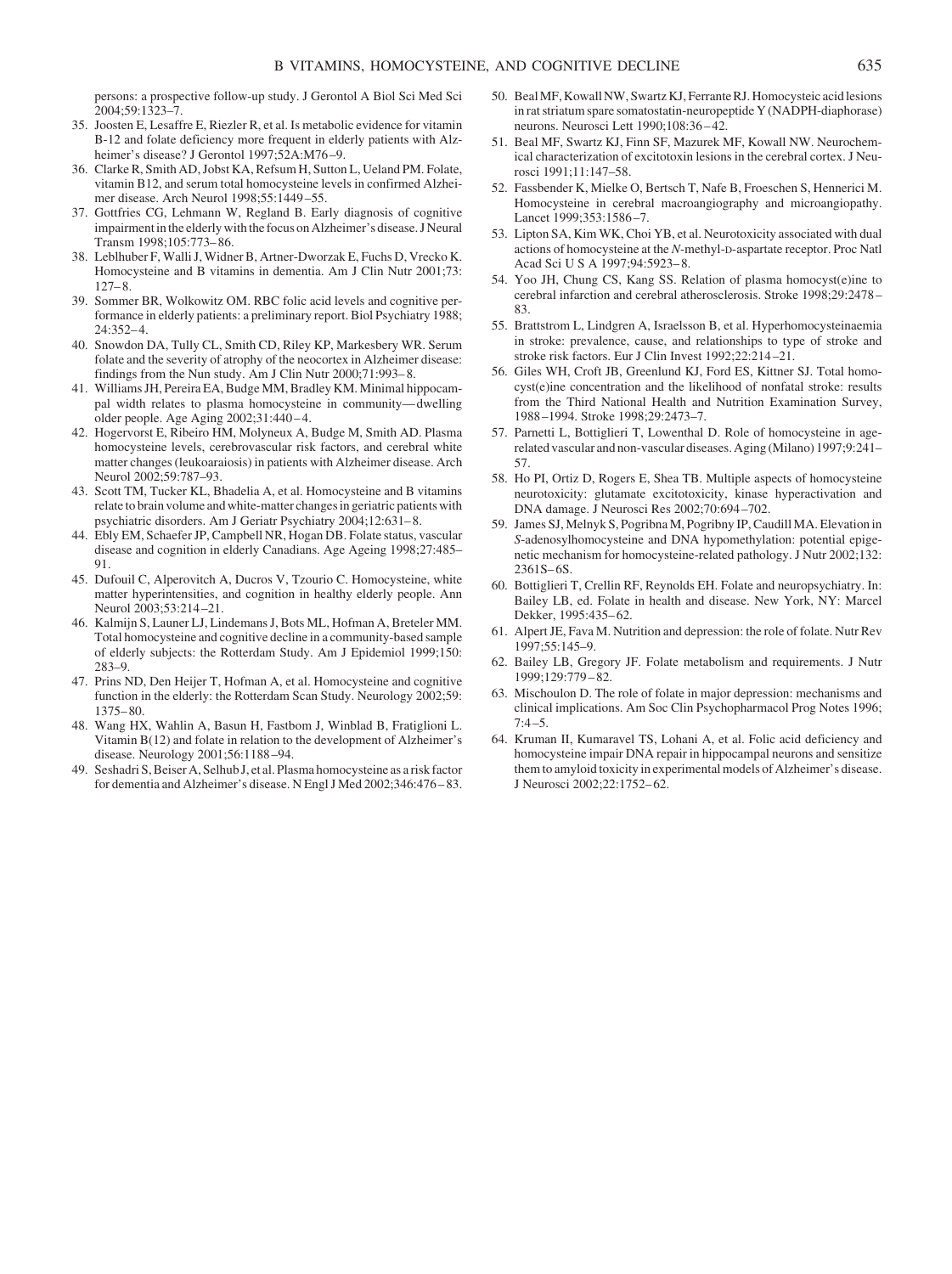persons: a prospective follow-up study. J Gerontol A Biol Sci Med Sci 2004;59:1323–7.

35. Joosten E, Lesaffre E, Riezler R, et al. Is metabolic evidence for vitamin B-12 and folate deficiency more frequent in elderly patients with Alzheimer's disease? J Gerontol 1997;52A:M76–9.
36. Clarke R, Smith AD, Jobst KA, Refsum H, Sutton L, Ueland PM. Folate, vitamin B12, and serum total homocysteine levels in confirmed Alzheimer disease. Arch Neurol 1998;55:1449–55.
37. Gottfries CG, Lehmann W, Regland B. Early diagnosis of cognitive impairment in the elderly with the focus on Alzheimer's disease. J Neural Transm 1998;105:773–86.
38. Leblhuber F, Walli J, Widner B, Artner-Dworzak E, Fuchs D, Vrecko K. Homocysteine and B vitamins in dementia. Am J Clin Nutr 2001;73: 127–8.
39. Sommer BR, Wolkowitz OM. RBC folic acid levels and cognitive performance in elderly patients: a preliminary report. Biol Psychiatry 1988; 24:352–4.
40. Snowdon DA, Tully CL, Smith CD, Riley KP, Markesbery WR. Serum folate and the severity of atrophy of the neocortex in Alzheimer disease: findings from the Nun study. Am J Clin Nutr 2000;71:993–8.
41. Williams JH, Pereira EA, Budge MM, Bradley KM. Minimal hippocampal width relates to plasma homocysteine in community—dwelling older people. Age Aging 2002;31:440–4.
42. Hogervorst E, Ribeiro HM, Molyneux A, Budge M, Smith AD. Plasma homocysteine levels, cerebrovascular risk factors, and cerebral white matter changes (leukoaraiosis) in patients with Alzheimer disease. Arch Neurol 2002;59:787–93.
43. Scott TM, Tucker KL, Bhadelia A, et al. Homocysteine and B vitamins relate to brain volume and white-matter changes in geriatric patients with psychiatric disorders. Am J Geriatr Psychiatry 2004;12:631–8.
44. Ebly EM, Schaefer JP, Campbell NR, Hogan DB. Folate status, vascular disease and cognition in elderly Canadians. Age Ageing 1998;27:485–91.
45. Dufouil C, Alperovitch A, Ducros V, Tzourio C. Homocysteine, white matter hyperintensities, and cognition in healthy elderly people. Ann Neurol 2003;53:214–21.
46. Kalmijn S, Launer LJ, Lindemans J, Bots ML, Hofman A, Breteler MM. Total homocysteine and cognitive decline in a community-based sample of elderly subjects: the Rotterdam Study. Am J Epidemiol 1999;150: 283–9.
47. Prins ND, Den Heijer T, Hofman A, et al. Homocysteine and cognitive function in the elderly: the Rotterdam Scan Study. Neurology 2002;59: 1375–80.
48. Wang HX, Wahlin A, Basun H, Fastbom J, Winblad B, Fratiglioni L. Vitamin B(12) and folate in relation to the development of Alzheimer's disease. Neurology 2001;56:1188–94.
49. Seshadri S, Beiser A, Selhub J, et al. Plasma homocysteine as a risk factor for dementia and Alzheimer's disease. N Engl J Med 2002;346:476–83.
50. Beal MF, Kowall NW, Swartz KJ, Ferrante RJ. Homocysteic acid lesions in rat striatum spare somatostatin-neuropeptide Y (NADPH-diaphorase) neurons. Neurosci Lett 1990;108:36–42.
51. Beal MF, Swartz KJ, Finn SF, Mazurek MF, Kowall NW. Neurochemical characterization of excitotoxin lesions in the cerebral cortex. J Neurosci 1991;11:147–58.
52. Fassbender K, Mielke O, Bertsch T, Nafe B, Froeschen S, Hennerici M. Homocysteine in cerebral macroangiography and microangiopathy. Lancet 1999;353:1586–7.
53. Lipton SA, Kim WK, Choi YB, et al. Neurotoxicity associated with dual actions of homocysteine at the *N*-methyl-D-aspartate receptor. Proc Natl Acad Sci U S A 1997;94:5923–8.
54. Yoo JH, Chung CS, Kang SS. Relation of plasma homocyst(e)ine to cerebral infarction and cerebral atherosclerosis. Stroke 1998;29:2478–83.
55. Brattstrom L, Lindgren A, Israelsson B, et al. Hyperhomocysteinaemia in stroke: prevalence, cause, and relationships to type of stroke and stroke risk factors. Eur J Clin Invest 1992;22:214–21.
56. Giles WH, Croft JB, Greenlund KJ, Ford ES, Kittner SJ. Total homocyst(e)ine concentration and the likelihood of nonfatal stroke: results from the Third National Health and Nutrition Examination Survey, 1988–1994. Stroke 1998;29:2473–7.
57. Parnetti L, Bottiglieri T, Lowenthal D. Role of homocysteine in age-related vascular and non-vascular diseases. Aging (Milano) 1997;9:241–57.
58. Ho PI, Ortiz D, Rogers E, Shea TB. Multiple aspects of homocysteine neurotoxicity: glutamate excitotoxicity, kinase hyperactivation and DNA damage. J Neurosci Res 2002;70:694–702.
59. James SJ, Melnyk S, Pogribna M, Pogribny IP, Caudill MA. Elevation in *S*-adenosylhomocysteine and DNA hypomethylation: potential epigenetic mechanism for homocysteine-related pathology. J Nutr 2002;132: 2361S–6S.
60. Bottiglieri T, Crellin RF, Reynolds EH. Folate and neuropsychiatry. In: Bailey LB, ed. Folate in health and disease. New York, NY: Marcel Dekker, 1995:435–62.
61. Alpert JE, Fava M. Nutrition and depression: the role of folate. Nutr Rev 1997;55:145–9.
62. Bailey LB, Gregory JF. Folate metabolism and requirements. J Nutr 1999;129:779–82.
63. Mischoulon D. The role of folate in major depression: mechanisms and clinical implications. Am Soc Clin Psychopharmacol Prog Notes 1996; 7:4–5.
64. Kruman II, Kumaravel TS, Lohani A, et al. Folic acid deficiency and homocysteine impair DNA repair in hippocampal neurons and sensitize them to amyloid toxicity in experimental models of Alzheimer's disease. J Neurosci 2002;22:1752–62.